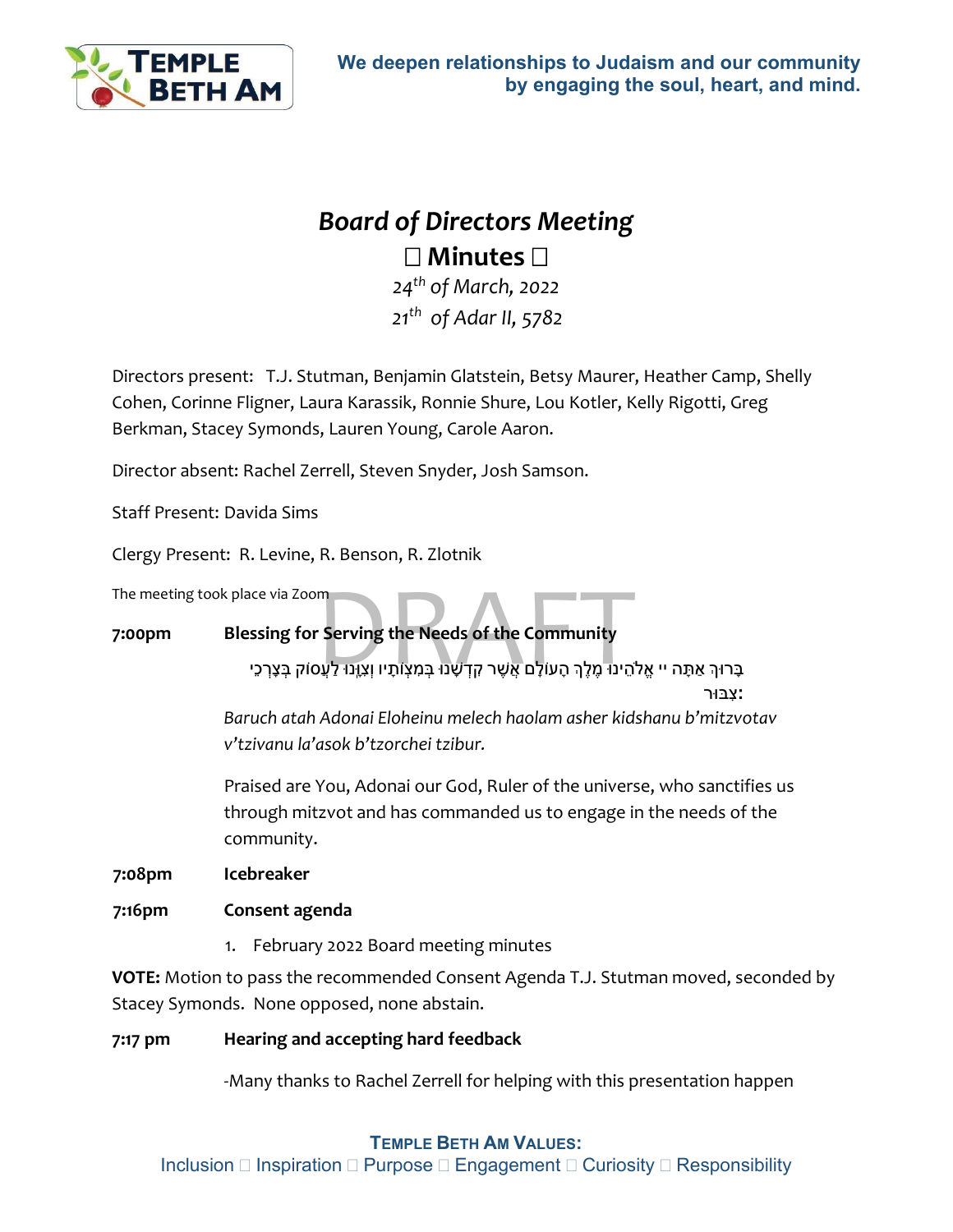We deepen relationships to Judaism and our community by engaging the soul, heart, and mind.

# *Board of Directors Meeting*

## □ Minutes □

*24th of March, 2022*

*21st of Adar II, 5782*

Directors present: T.J. Stutman, Benjamin Glatstein, Betsy Maurer, Heather Camp, Shelly Cohen, Corinne Fligner, Laura Karassik, Ronnie Shure, Lou Kotler, Kelly Rigotti, Greg Berkman, Stacey Symonds, Lauren Young, Carole Aaron.

Director absent: Rachel Zerrell, Steven Snyder, Josh Samson.

Staff Present: Davida Sims

Clergy Present: R. Levine, R. Benson, R. Zlotnik

The meeting took place via Zoom

DRAFT

**7:00pm** **Blessing for Serving the Needs of the Community**

בָּרוּךְ אַתָּה יי אֱלֹהֵינוּ מֶלֶךְ הָעוֹלָם אֲשֶׁר קִדְּשָׁנוּ בְּמִצְוֹתָיו וְצִוָּנוּ לַעֲסוֹק בְּצָרְכֵי צִבּוּר:

*Baruch atah Adonai Eloheinu melech haolam asher kidshanu b'mitzvotav v'tzivanu la'asok b'tzorchei tzibur.*

Praised are You, Adonai our God, Ruler of the universe, who sanctifies us through mitzvot and has commanded us to engage in the needs of the community.

**7:08pm** **Icebreaker**

**7:16pm** **Consent agenda**

1. February 2022 Board meeting minutes

**VOTE:** Motion to pass the recommended Consent Agenda T.J. Stutman moved, seconded by Stacey Symonds. None opposed, none abstain.

**7:17 pm** **Hearing and accepting hard feedback**

-Many thanks to Rachel Zerrell for helping with this presentation happen

**TEMPLE BETH AM VALUES:**

Inclusion □ Inspiration □ Purpose □ Engagement □ Curiosity □ Responsibility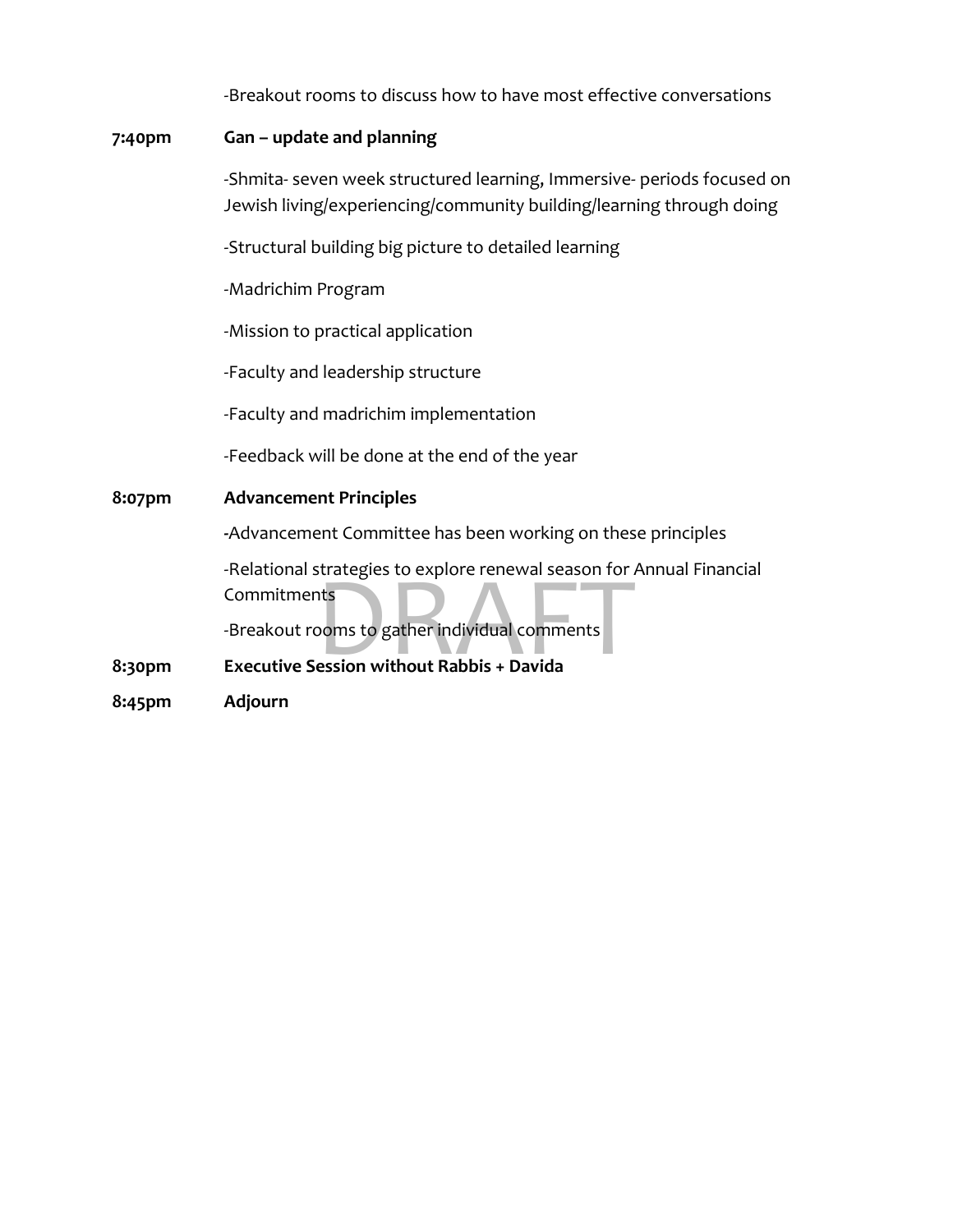-Breakout rooms to discuss how to have most effective conversations

**7:40pm** **Gan – update and planning**

-Shmita- seven week structured learning, Immersive- periods focused on Jewish living/experiencing/community building/learning through doing

-Structural building big picture to detailed learning

-Madrichim Program

-Mission to practical application

-Faculty and leadership structure

-Faculty and madrichim implementation

-Feedback will be done at the end of the year

**8:07pm** **Advancement Principles**

-Advancement Committee has been working on these principles

-Relational strategies to explore renewal season for Annual Financial Commitments

-Breakout rooms to gather individual comments

**8:30pm** **Executive Session without Rabbis + Davida**

**8:45pm** **Adjourn**

DRAFT